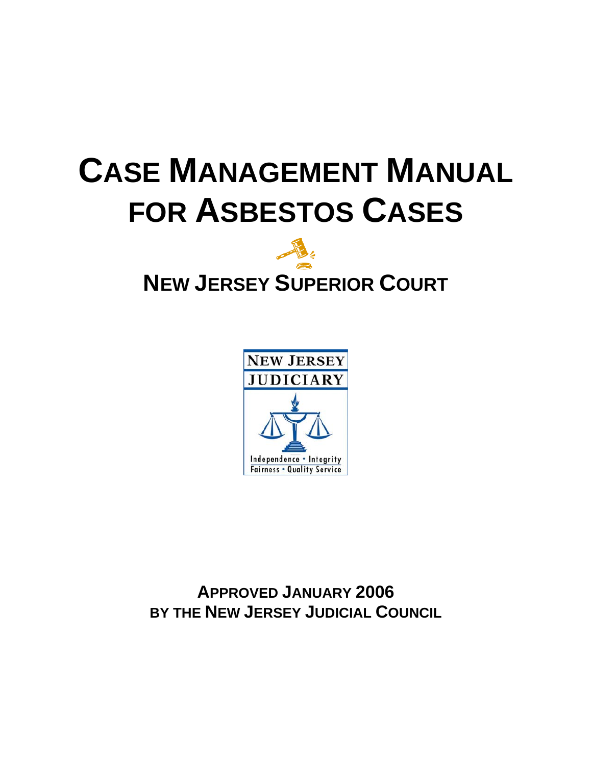# CASE MANAGEMENT MANUAL FOR ASBESTOS CASES

## NEW JERSEY SUPERIOR COURT

NEW JERSEY JUDICIARY

Independence • Integrity
Fairness • Quality Service

**APPROVED JANUARY 2006**
**BY THE NEW JERSEY JUDICIAL COUNCIL**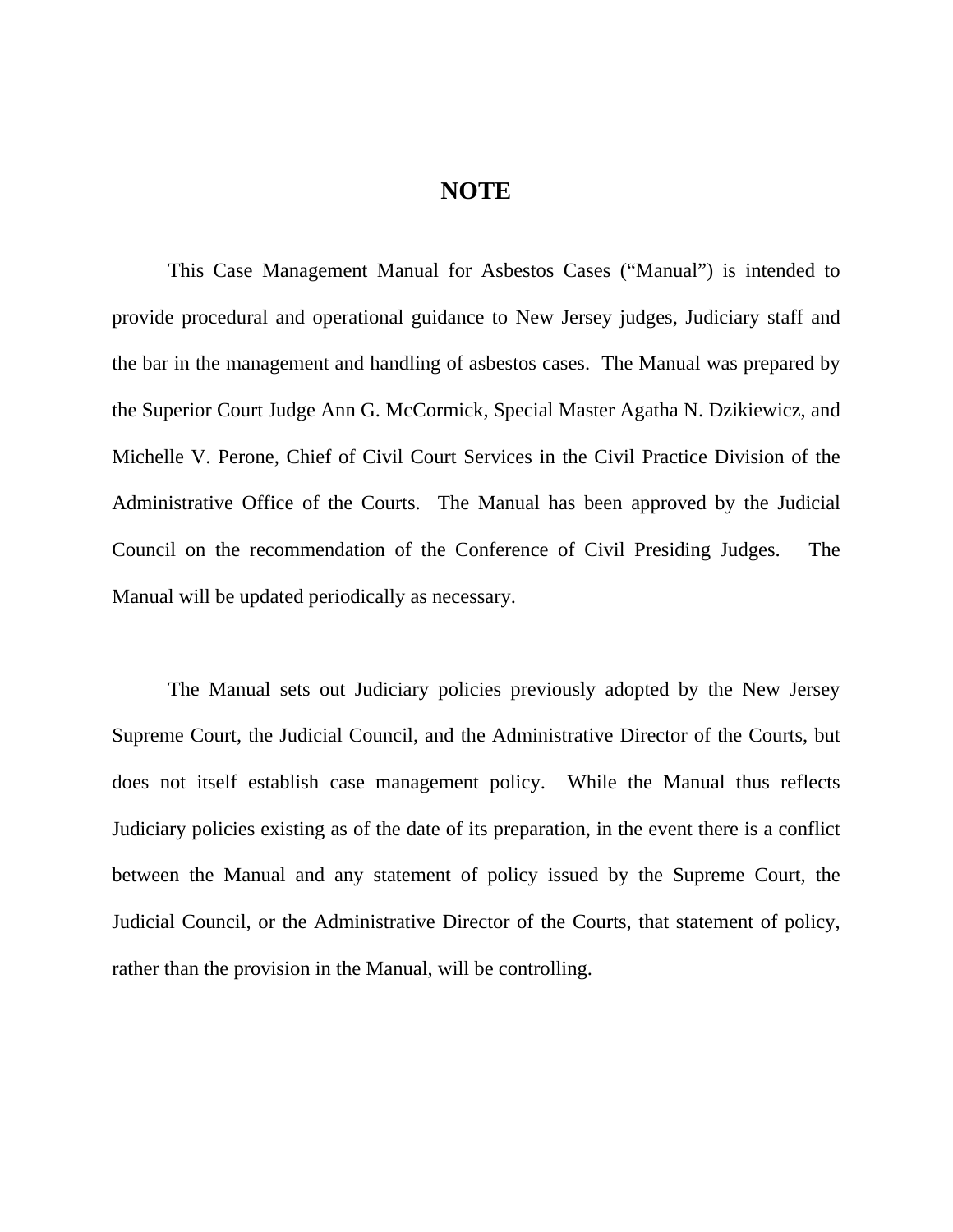# NOTE

This Case Management Manual for Asbestos Cases ("Manual") is intended to provide procedural and operational guidance to New Jersey judges, Judiciary staff and the bar in the management and handling of asbestos cases. The Manual was prepared by the Superior Court Judge Ann G. McCormick, Special Master Agatha N. Dzikiewicz, and Michelle V. Perone, Chief of Civil Court Services in the Civil Practice Division of the Administrative Office of the Courts. The Manual has been approved by the Judicial Council on the recommendation of the Conference of Civil Presiding Judges. The Manual will be updated periodically as necessary.

The Manual sets out Judiciary policies previously adopted by the New Jersey Supreme Court, the Judicial Council, and the Administrative Director of the Courts, but does not itself establish case management policy. While the Manual thus reflects Judiciary policies existing as of the date of its preparation, in the event there is a conflict between the Manual and any statement of policy issued by the Supreme Court, the Judicial Council, or the Administrative Director of the Courts, that statement of policy, rather than the provision in the Manual, will be controlling.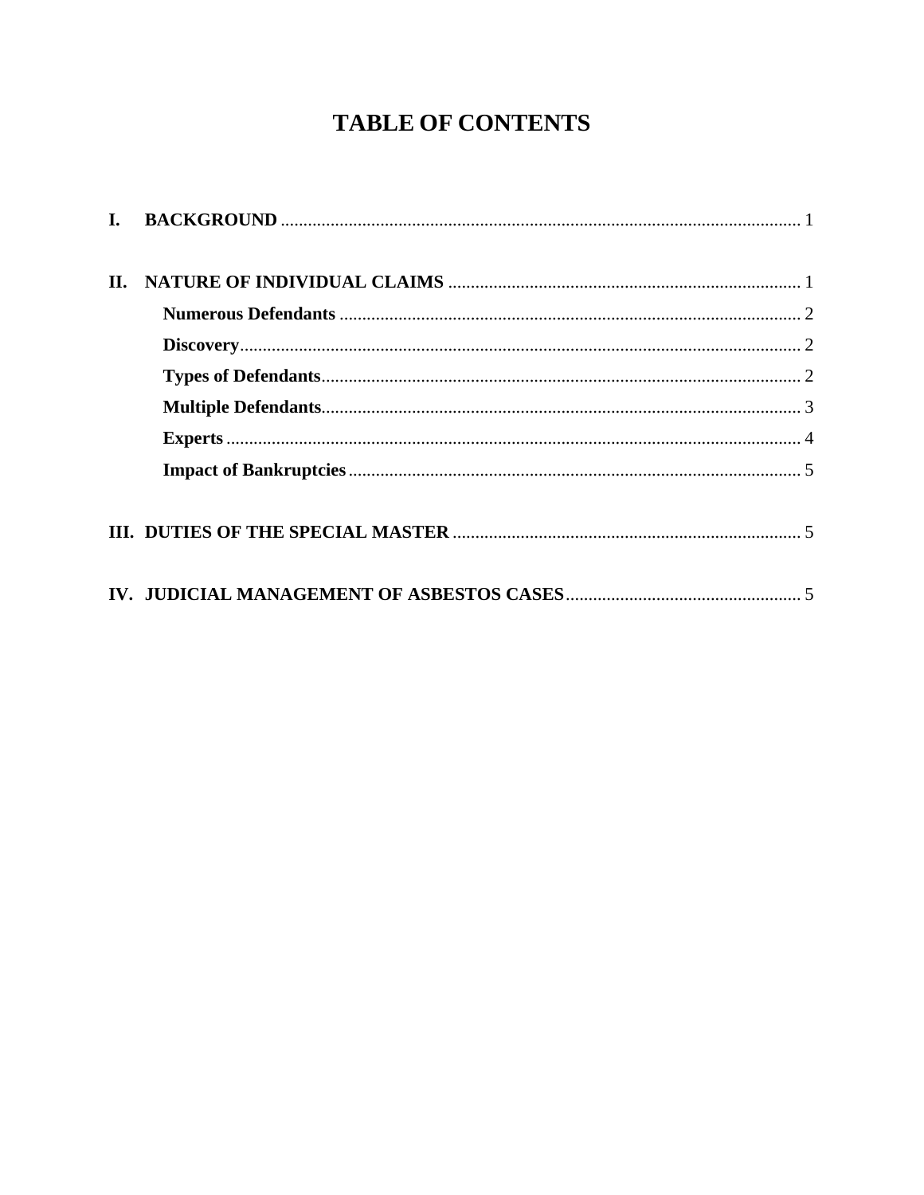# TABLE OF CONTENTS

**I. BACKGROUND** .................................................................................................................. 1

**II. NATURE OF INDIVIDUAL CLAIMS** ............................................................................. 1

- **Numerous Defendants** ..................................................................................................... 2
- **Discovery** ........................................................................................................................... 2
- **Types of Defendants** .......................................................................................................... 2
- **Multiple Defendants** .......................................................................................................... 3
- **Experts** ............................................................................................................................... 4
- **Impact of Bankruptcies** ..................................................................................................... 5

**III. DUTIES OF THE SPECIAL MASTER** ............................................................................ 5

**IV. JUDICIAL MANAGEMENT OF ASBESTOS CASES** .................................................... 5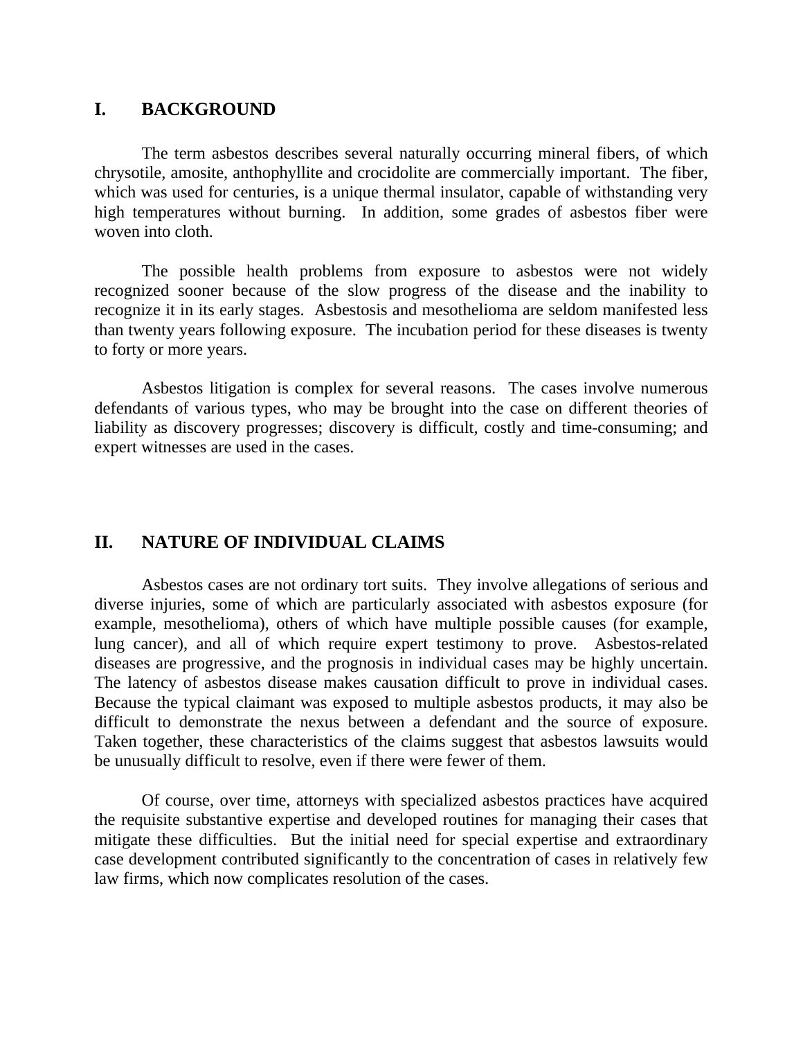## I. BACKGROUND

The term asbestos describes several naturally occurring mineral fibers, of which chrysotile, amosite, anthophyllite and crocidolite are commercially important. The fiber, which was used for centuries, is a unique thermal insulator, capable of withstanding very high temperatures without burning. In addition, some grades of asbestos fiber were woven into cloth.

The possible health problems from exposure to asbestos were not widely recognized sooner because of the slow progress of the disease and the inability to recognize it in its early stages. Asbestosis and mesothelioma are seldom manifested less than twenty years following exposure. The incubation period for these diseases is twenty to forty or more years.

Asbestos litigation is complex for several reasons. The cases involve numerous defendants of various types, who may be brought into the case on different theories of liability as discovery progresses; discovery is difficult, costly and time-consuming; and expert witnesses are used in the cases.

## II. NATURE OF INDIVIDUAL CLAIMS

Asbestos cases are not ordinary tort suits. They involve allegations of serious and diverse injuries, some of which are particularly associated with asbestos exposure (for example, mesothelioma), others of which have multiple possible causes (for example, lung cancer), and all of which require expert testimony to prove. Asbestos-related diseases are progressive, and the prognosis in individual cases may be highly uncertain. The latency of asbestos disease makes causation difficult to prove in individual cases. Because the typical claimant was exposed to multiple asbestos products, it may also be difficult to demonstrate the nexus between a defendant and the source of exposure. Taken together, these characteristics of the claims suggest that asbestos lawsuits would be unusually difficult to resolve, even if there were fewer of them.

Of course, over time, attorneys with specialized asbestos practices have acquired the requisite substantive expertise and developed routines for managing their cases that mitigate these difficulties. But the initial need for special expertise and extraordinary case development contributed significantly to the concentration of cases in relatively few law firms, which now complicates resolution of the cases.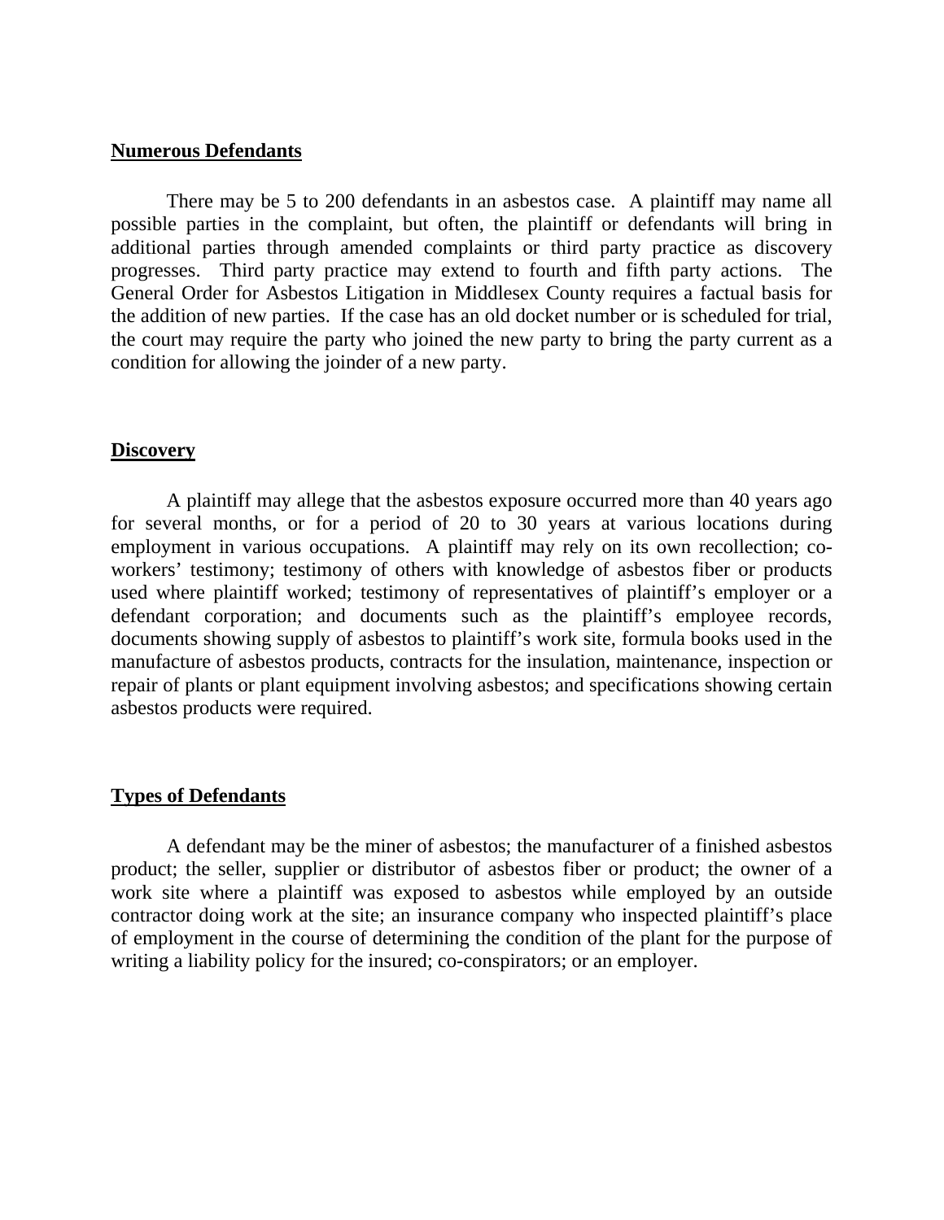## Numerous Defendants

There may be 5 to 200 defendants in an asbestos case. A plaintiff may name all possible parties in the complaint, but often, the plaintiff or defendants will bring in additional parties through amended complaints or third party practice as discovery progresses. Third party practice may extend to fourth and fifth party actions. The General Order for Asbestos Litigation in Middlesex County requires a factual basis for the addition of new parties. If the case has an old docket number or is scheduled for trial, the court may require the party who joined the new party to bring the party current as a condition for allowing the joinder of a new party.

## Discovery

A plaintiff may allege that the asbestos exposure occurred more than 40 years ago for several months, or for a period of 20 to 30 years at various locations during employment in various occupations. A plaintiff may rely on its own recollection; co-workers' testimony; testimony of others with knowledge of asbestos fiber or products used where plaintiff worked; testimony of representatives of plaintiff's employer or a defendant corporation; and documents such as the plaintiff's employee records, documents showing supply of asbestos to plaintiff's work site, formula books used in the manufacture of asbestos products, contracts for the insulation, maintenance, inspection or repair of plants or plant equipment involving asbestos; and specifications showing certain asbestos products were required.

## Types of Defendants

A defendant may be the miner of asbestos; the manufacturer of a finished asbestos product; the seller, supplier or distributor of asbestos fiber or product; the owner of a work site where a plaintiff was exposed to asbestos while employed by an outside contractor doing work at the site; an insurance company who inspected plaintiff's place of employment in the course of determining the condition of the plant for the purpose of writing a liability policy for the insured; co-conspirators; or an employer.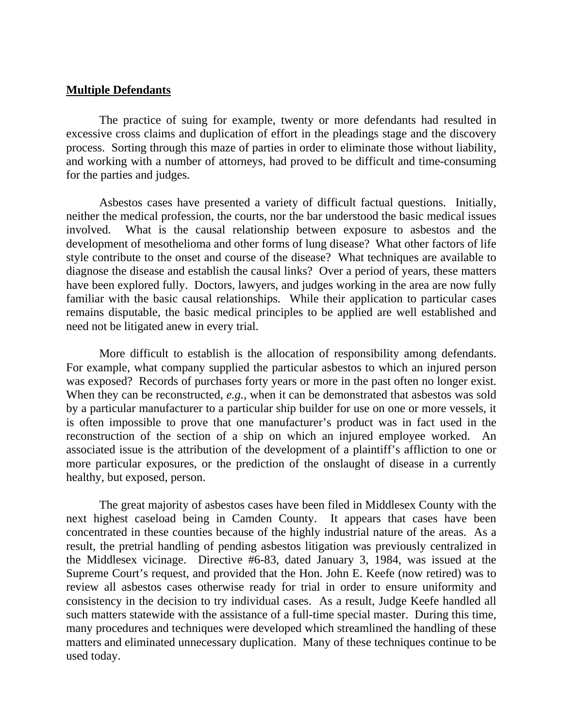**Multiple Defendants**

The practice of suing for example, twenty or more defendants had resulted in excessive cross claims and duplication of effort in the pleadings stage and the discovery process. Sorting through this maze of parties in order to eliminate those without liability, and working with a number of attorneys, had proved to be difficult and time-consuming for the parties and judges.

Asbestos cases have presented a variety of difficult factual questions. Initially, neither the medical profession, the courts, nor the bar understood the basic medical issues involved. What is the causal relationship between exposure to asbestos and the development of mesothelioma and other forms of lung disease? What other factors of life style contribute to the onset and course of the disease? What techniques are available to diagnose the disease and establish the causal links? Over a period of years, these matters have been explored fully. Doctors, lawyers, and judges working in the area are now fully familiar with the basic causal relationships. While their application to particular cases remains disputable, the basic medical principles to be applied are well established and need not be litigated anew in every trial.

More difficult to establish is the allocation of responsibility among defendants. For example, what company supplied the particular asbestos to which an injured person was exposed? Records of purchases forty years or more in the past often no longer exist. When they can be reconstructed, *e.g.*, when it can be demonstrated that asbestos was sold by a particular manufacturer to a particular ship builder for use on one or more vessels, it is often impossible to prove that one manufacturer's product was in fact used in the reconstruction of the section of a ship on which an injured employee worked. An associated issue is the attribution of the development of a plaintiff's affliction to one or more particular exposures, or the prediction of the onslaught of disease in a currently healthy, but exposed, person.

The great majority of asbestos cases have been filed in Middlesex County with the next highest caseload being in Camden County. It appears that cases have been concentrated in these counties because of the highly industrial nature of the areas. As a result, the pretrial handling of pending asbestos litigation was previously centralized in the Middlesex vicinage. Directive #6-83, dated January 3, 1984, was issued at the Supreme Court's request, and provided that the Hon. John E. Keefe (now retired) was to review all asbestos cases otherwise ready for trial in order to ensure uniformity and consistency in the decision to try individual cases. As a result, Judge Keefe handled all such matters statewide with the assistance of a full-time special master. During this time, many procedures and techniques were developed which streamlined the handling of these matters and eliminated unnecessary duplication. Many of these techniques continue to be used today.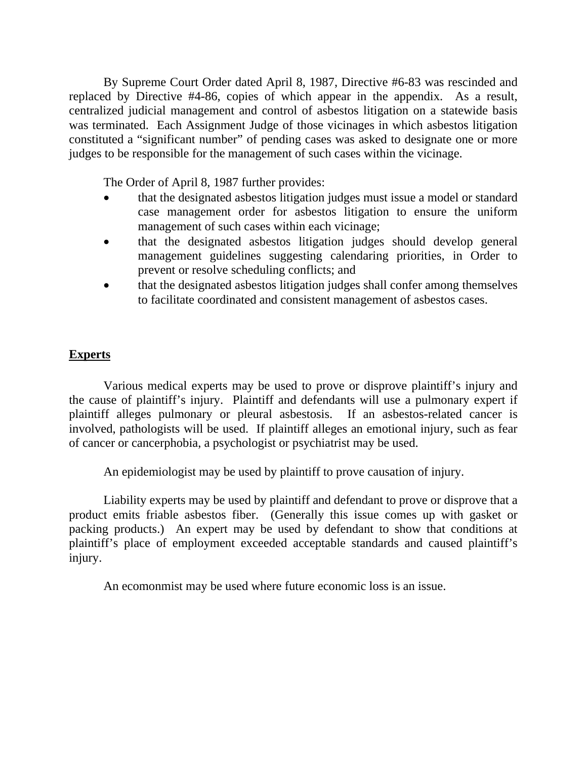By Supreme Court Order dated April 8, 1987, Directive #6-83 was rescinded and replaced by Directive #4-86, copies of which appear in the appendix. As a result, centralized judicial management and control of asbestos litigation on a statewide basis was terminated. Each Assignment Judge of those vicinages in which asbestos litigation constituted a "significant number" of pending cases was asked to designate one or more judges to be responsible for the management of such cases within the vicinage.

The Order of April 8, 1987 further provides:

- that the designated asbestos litigation judges must issue a model or standard case management order for asbestos litigation to ensure the uniform management of such cases within each vicinage;
- that the designated asbestos litigation judges should develop general management guidelines suggesting calendaring priorities, in Order to prevent or resolve scheduling conflicts; and
- that the designated asbestos litigation judges shall confer among themselves to facilitate coordinated and consistent management of asbestos cases.

## Experts

Various medical experts may be used to prove or disprove plaintiff's injury and the cause of plaintiff's injury. Plaintiff and defendants will use a pulmonary expert if plaintiff alleges pulmonary or pleural asbestosis. If an asbestos-related cancer is involved, pathologists will be used. If plaintiff alleges an emotional injury, such as fear of cancer or cancerphobia, a psychologist or psychiatrist may be used.

An epidemiologist may be used by plaintiff to prove causation of injury.

Liability experts may be used by plaintiff and defendant to prove or disprove that a product emits friable asbestos fiber. (Generally this issue comes up with gasket or packing products.) An expert may be used by defendant to show that conditions at plaintiff's place of employment exceeded acceptable standards and caused plaintiff's injury.

An ecomonmist may be used where future economic loss is an issue.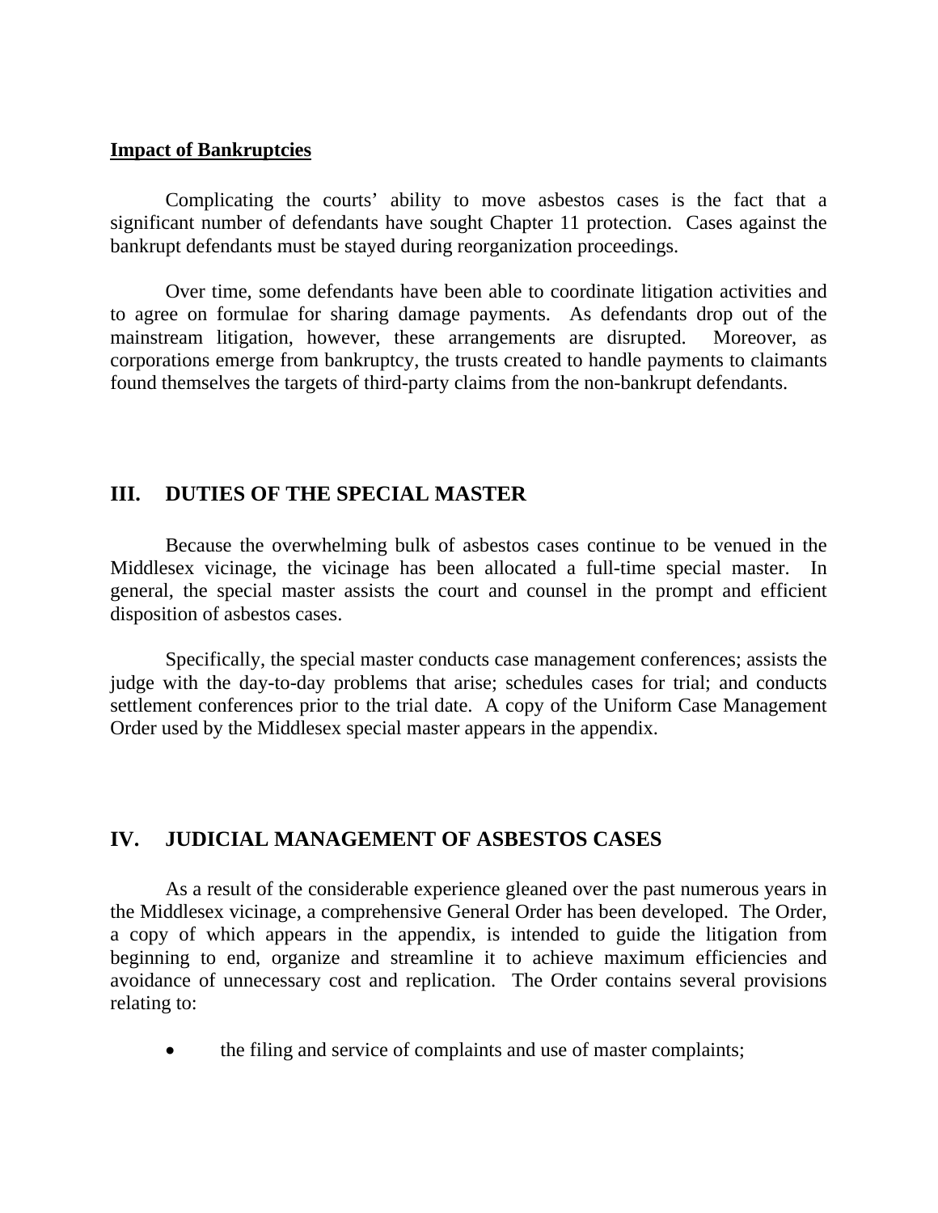**Impact of Bankruptcies**

Complicating the courts' ability to move asbestos cases is the fact that a significant number of defendants have sought Chapter 11 protection. Cases against the bankrupt defendants must be stayed during reorganization proceedings.

Over time, some defendants have been able to coordinate litigation activities and to agree on formulae for sharing damage payments. As defendants drop out of the mainstream litigation, however, these arrangements are disrupted. Moreover, as corporations emerge from bankruptcy, the trusts created to handle payments to claimants found themselves the targets of third-party claims from the non-bankrupt defendants.

## III. DUTIES OF THE SPECIAL MASTER

Because the overwhelming bulk of asbestos cases continue to be venued in the Middlesex vicinage, the vicinage has been allocated a full-time special master. In general, the special master assists the court and counsel in the prompt and efficient disposition of asbestos cases.

Specifically, the special master conducts case management conferences; assists the judge with the day-to-day problems that arise; schedules cases for trial; and conducts settlement conferences prior to the trial date. A copy of the Uniform Case Management Order used by the Middlesex special master appears in the appendix.

## IV. JUDICIAL MANAGEMENT OF ASBESTOS CASES

As a result of the considerable experience gleaned over the past numerous years in the Middlesex vicinage, a comprehensive General Order has been developed. The Order, a copy of which appears in the appendix, is intended to guide the litigation from beginning to end, organize and streamline it to achieve maximum efficiencies and avoidance of unnecessary cost and replication. The Order contains several provisions relating to:

- the filing and service of complaints and use of master complaints;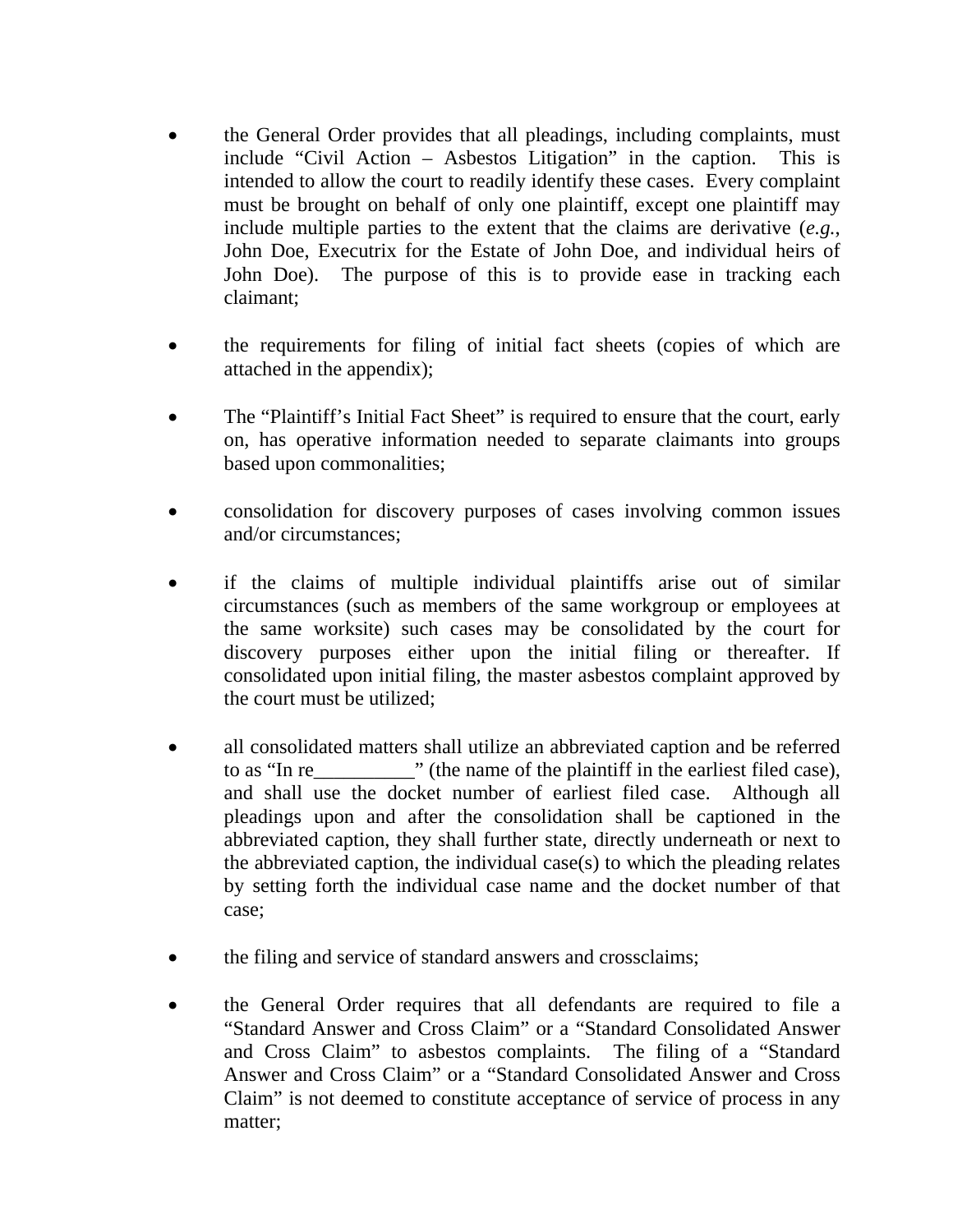- the General Order provides that all pleadings, including complaints, must include "Civil Action – Asbestos Litigation" in the caption. This is intended to allow the court to readily identify these cases. Every complaint must be brought on behalf of only one plaintiff, except one plaintiff may include multiple parties to the extent that the claims are derivative (*e.g.*, John Doe, Executrix for the Estate of John Doe, and individual heirs of John Doe). The purpose of this is to provide ease in tracking each claimant;

- the requirements for filing of initial fact sheets (copies of which are attached in the appendix);

- The "Plaintiff's Initial Fact Sheet" is required to ensure that the court, early on, has operative information needed to separate claimants into groups based upon commonalities;

- consolidation for discovery purposes of cases involving common issues and/or circumstances;

- if the claims of multiple individual plaintiffs arise out of similar circumstances (such as members of the same workgroup or employees at the same worksite) such cases may be consolidated by the court for discovery purposes either upon the initial filing or thereafter. If consolidated upon initial filing, the master asbestos complaint approved by the court must be utilized;

- all consolidated matters shall utilize an abbreviated caption and be referred to as "In re__________" (the name of the plaintiff in the earliest filed case), and shall use the docket number of earliest filed case. Although all pleadings upon and after the consolidation shall be captioned in the abbreviated caption, they shall further state, directly underneath or next to the abbreviated caption, the individual case(s) to which the pleading relates by setting forth the individual case name and the docket number of that case;

- the filing and service of standard answers and crossclaims;

- the General Order requires that all defendants are required to file a "Standard Answer and Cross Claim" or a "Standard Consolidated Answer and Cross Claim" to asbestos complaints. The filing of a "Standard Answer and Cross Claim" or a "Standard Consolidated Answer and Cross Claim" is not deemed to constitute acceptance of service of process in any matter;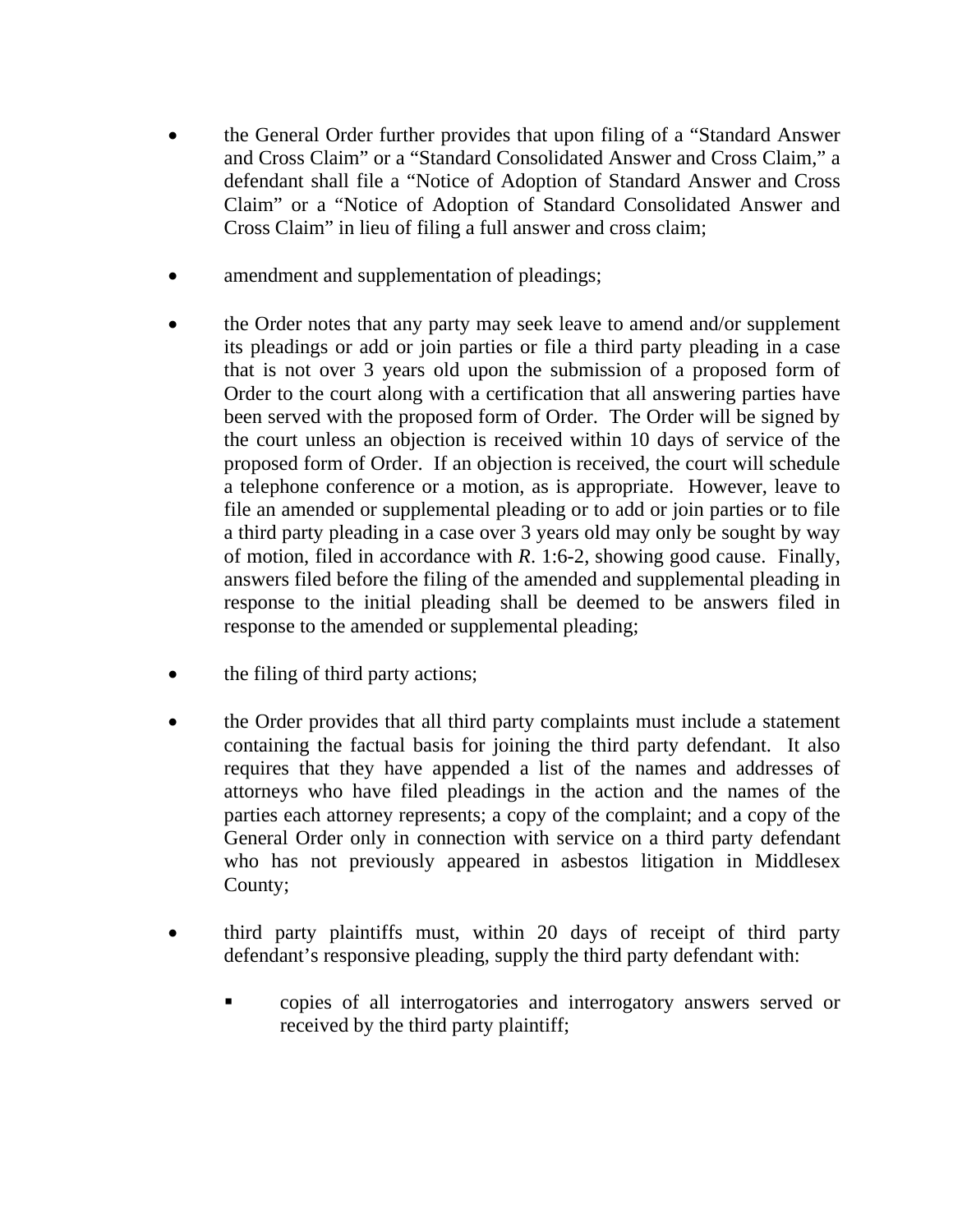- the General Order further provides that upon filing of a "Standard Answer and Cross Claim" or a "Standard Consolidated Answer and Cross Claim," a defendant shall file a "Notice of Adoption of Standard Answer and Cross Claim" or a "Notice of Adoption of Standard Consolidated Answer and Cross Claim" in lieu of filing a full answer and cross claim;

- amendment and supplementation of pleadings;

- the Order notes that any party may seek leave to amend and/or supplement its pleadings or add or join parties or file a third party pleading in a case that is not over 3 years old upon the submission of a proposed form of Order to the court along with a certification that all answering parties have been served with the proposed form of Order. The Order will be signed by the court unless an objection is received within 10 days of service of the proposed form of Order. If an objection is received, the court will schedule a telephone conference or a motion, as is appropriate. However, leave to file an amended or supplemental pleading or to add or join parties or to file a third party pleading in a case over 3 years old may be sought by way of motion, filed in accordance with *R.* 1:6-2, showing good cause. Finally, answers filed before the filing of the amended and supplemental pleading in response to the initial pleading shall be deemed to be answers filed in response to the amended or supplemental pleading;

- the filing of third party actions;

- the Order provides that all third party complaints must include a statement containing the factual basis for joining the third party defendant. It also requires that they have appended a list of the names and addresses of attorneys who have filed pleadings in the action and the names of the parties each attorney represents; a copy of the complaint; and a copy of the General Order only in connection with service on a third party defendant who has not previously appeared in asbestos litigation in Middlesex County;

- third party plaintiffs must, within 20 days of receipt of third party defendant's responsive pleading, supply the third party defendant with:

  - copies of all interrogatories and interrogatory answers served or received by the third party plaintiff;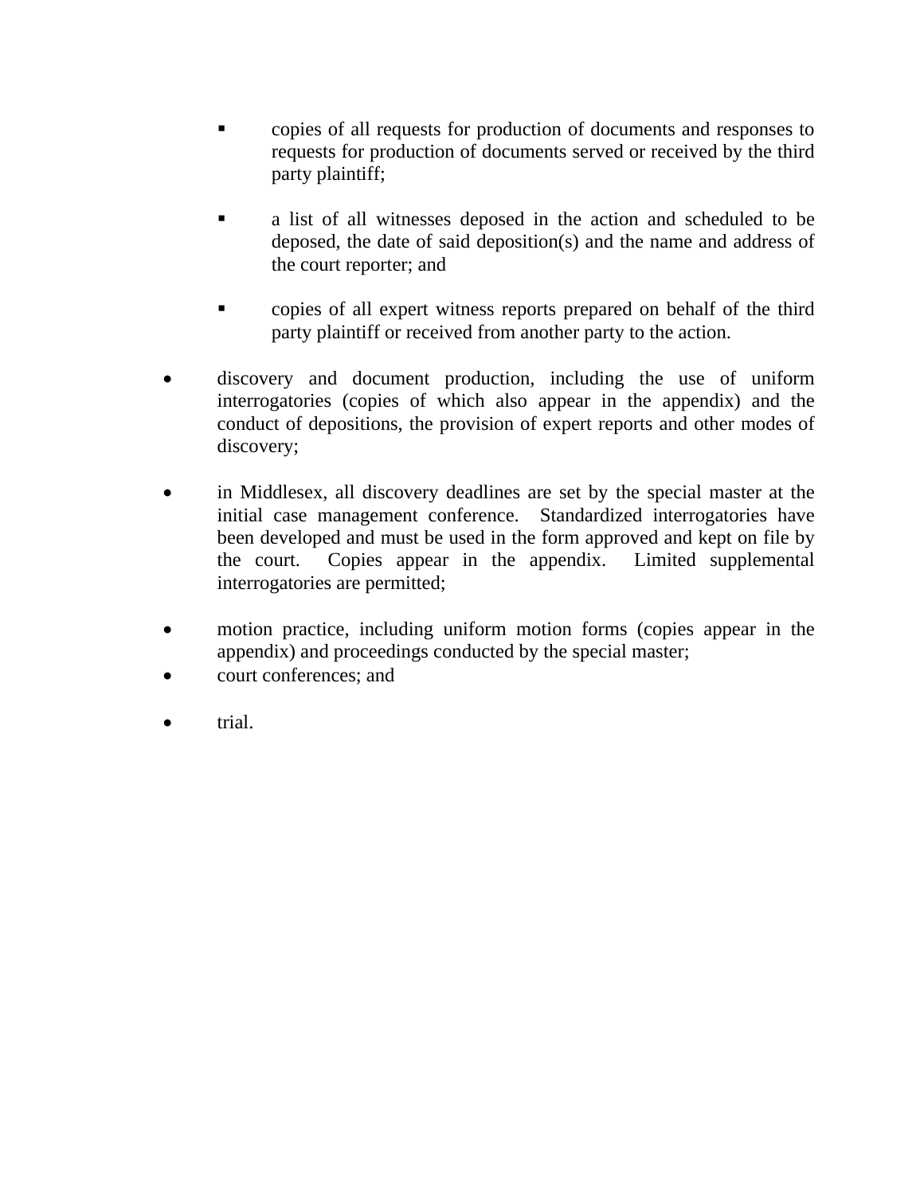- copies of all requests for production of documents and responses to requests for production of documents served or received by the third party plaintiff;

  - a list of all witnesses deposed in the action and scheduled to be deposed, the date of said deposition(s) and the name and address of the court reporter; and

  - copies of all expert witness reports prepared on behalf of the third party plaintiff or received from another party to the action.

- discovery and document production, including the use of uniform interrogatories (copies of which also appear in the appendix) and the conduct of depositions, the provision of expert reports and other modes of discovery;

- in Middlesex, all discovery deadlines are set by the special master at the initial case management conference. Standardized interrogatories have been developed and must be used in the form approved and kept on file by the court. Copies appear in the appendix. Limited supplemental interrogatories are permitted;

- motion practice, including uniform motion forms (copies appear in the appendix) and proceedings conducted by the special master;

- court conferences; and

- trial.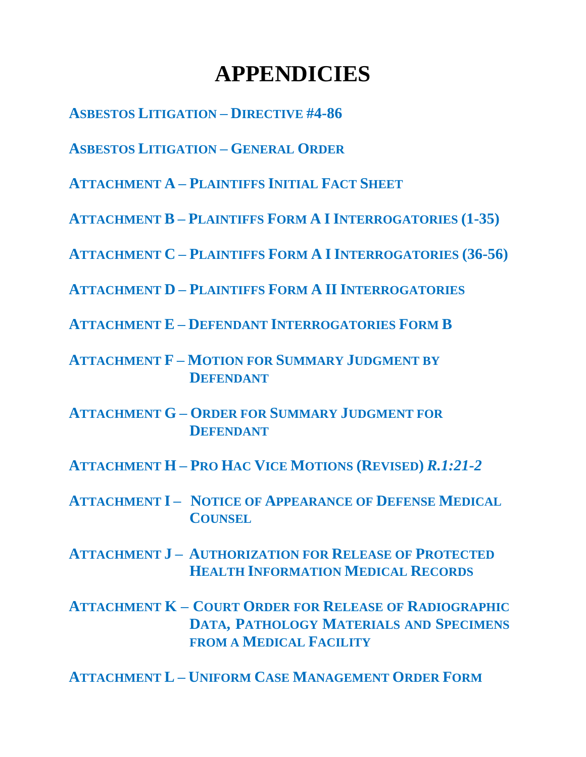# APPENDICIES

**ASBESTOS LITIGATION – DIRECTIVE #4-86**

**ASBESTOS LITIGATION – GENERAL ORDER**

**ATTACHMENT A – PLAINTIFFS INITIAL FACT SHEET**

**ATTACHMENT B – PLAINTIFFS FORM A I INTERROGATORIES (1-35)**

**ATTACHMENT C – PLAINTIFFS FORM A I INTERROGATORIES (36-56)**

**ATTACHMENT D – PLAINTIFFS FORM A II INTERROGATORIES**

**ATTACHMENT E – DEFENDANT INTERROGATORIES FORM B**

**ATTACHMENT F – MOTION FOR SUMMARY JUDGMENT BY DEFENDANT**

**ATTACHMENT G – ORDER FOR SUMMARY JUDGMENT FOR DEFENDANT**

**ATTACHMENT H – PRO HAC VICE MOTIONS (REVISED) *R.1:21-2***

**ATTACHMENT I – NOTICE OF APPEARANCE OF DEFENSE MEDICAL COUNSEL**

**ATTACHMENT J – AUTHORIZATION FOR RELEASE OF PROTECTED HEALTH INFORMATION MEDICAL RECORDS**

**ATTACHMENT K – COURT ORDER FOR RELEASE OF RADIOGRAPHIC DATA, PATHOLOGY MATERIALS AND SPECIMENS FROM A MEDICAL FACILITY**

**ATTACHMENT L – UNIFORM CASE MANAGEMENT ORDER FORM**